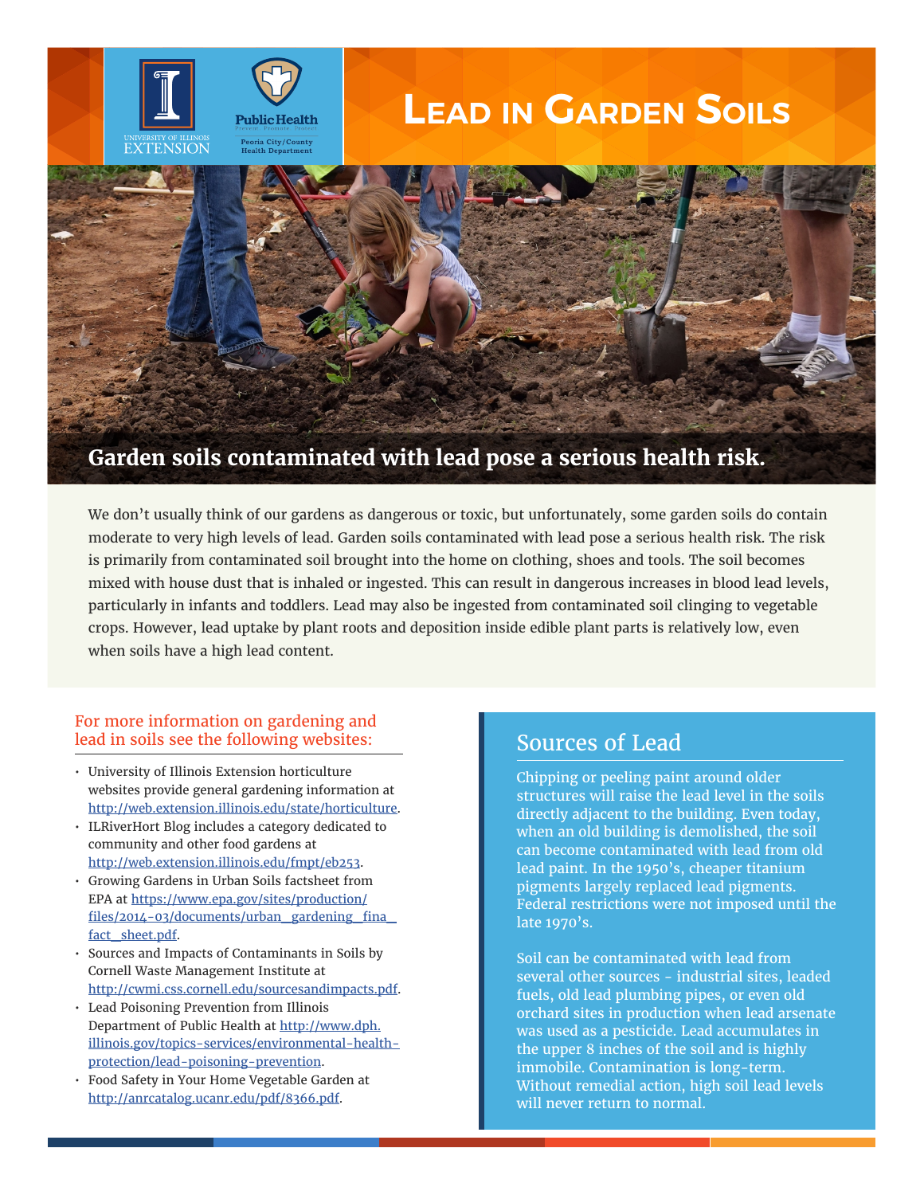University of Illinois Extension

Public Health — Prevent. Promote. Protect. — Peoria City/County Health Department

# Lead in Garden Soils

**Garden soils contaminated with lead pose a serious health risk.**

We don't usually think of our gardens as dangerous or toxic, but unfortunately, some garden soils do contain moderate to very high levels of lead. Garden soils contaminated with lead pose a serious health risk. The risk is primarily from contaminated soil brought into the home on clothing, shoes and tools. The soil becomes mixed with house dust that is inhaled or ingested. This can result in dangerous increases in blood lead levels, particularly in infants and toddlers. Lead may also be ingested from contaminated soil clinging to vegetable crops. However, lead uptake by plant roots and deposition inside edible plant parts is relatively low, even when soils have a high lead content.

## For more information on gardening and lead in soils see the following websites:

- University of Illinois Extension horticulture websites provide general gardening information at http://web.extension.illinois.edu/state/horticulture.
- ILRiverHort Blog includes a category dedicated to community and other food gardens at http://web.extension.illinois.edu/fmpt/eb253.
- Growing Gardens in Urban Soils factsheet from EPA at https://www.epa.gov/sites/production/files/2014-03/documents/urban_gardening_fina_fact_sheet.pdf.
- Sources and Impacts of Contaminants in Soils by Cornell Waste Management Institute at http://cwmi.css.cornell.edu/sourcesandimpacts.pdf.
- Lead Poisoning Prevention from Illinois Department of Public Health at http://www.dph.illinois.gov/topics-services/environmental-health-protection/lead-poisoning-prevention.
- Food Safety in Your Home Vegetable Garden at http://anrcatalog.ucanr.edu/pdf/8366.pdf.

## Sources of Lead

Chipping or peeling paint around older structures will raise the lead level in the soils directly adjacent to the building. Even today, when an old building is demolished, the soil can become contaminated with lead from old lead paint. In the 1950's, cheaper titanium pigments largely replaced lead pigments. Federal restrictions were not imposed until the late 1970's.

Soil can be contaminated with lead from several other sources - industrial sites, leaded fuels, old lead plumbing pipes, or even old orchard sites in production when lead arsenate was used as a pesticide. Lead accumulates in the upper 8 inches of the soil and is highly immobile. Contamination is long-term. Without remedial action, high soil lead levels will never return to normal.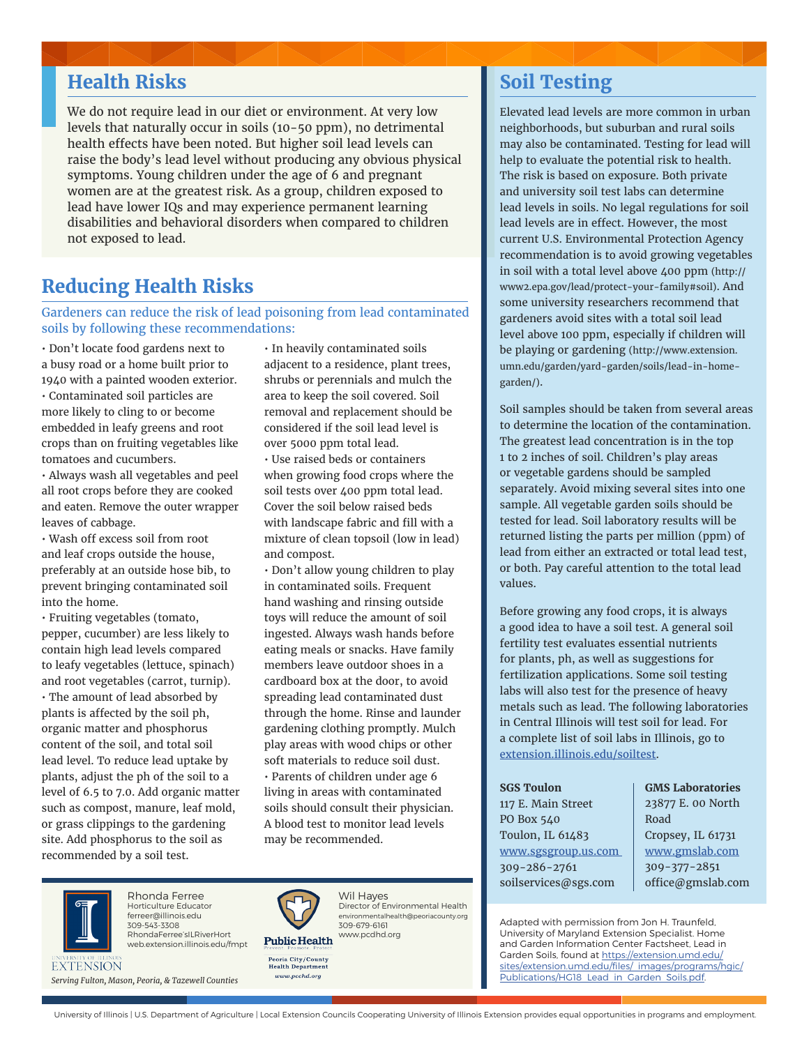## Health Risks

We do not require lead in our diet or environment. At very low levels that naturally occur in soils (10-50 ppm), no detrimental health effects have been noted. But higher soil lead levels can raise the body's lead level without producing any obvious physical symptoms. Young children under the age of 6 and pregnant women are at the greatest risk. As a group, children exposed to lead have lower IQs and may experience permanent learning disabilities and behavioral disorders when compared to children not exposed to lead.

## Reducing Health Risks

Gardeners can reduce the risk of lead poisoning from lead contaminated soils by following these recommendations:

- Don't locate food gardens next to a busy road or a home built prior to 1940 with a painted wooden exterior.
- Contaminated soil particles are more likely to cling to or become embedded in leafy greens and root crops than on fruiting vegetables like tomatoes and cucumbers.
- Always wash all vegetables and peel all root crops before they are cooked and eaten. Remove the outer wrapper leaves of cabbage.
- Wash off excess soil from root and leaf crops outside the house, preferably at an outside hose bib, to prevent bringing contaminated soil into the home.
- Fruiting vegetables (tomato, pepper, cucumber) are less likely to contain high lead levels compared to leafy vegetables (lettuce, spinach) and root vegetables (carrot, turnip).
- The amount of lead absorbed by plants is affected by the soil ph, organic matter and phosphorus content of the soil, and total soil lead level. To reduce lead uptake by plants, adjust the ph of the soil to a level of 6.5 to 7.0. Add organic matter such as compost, manure, leaf mold, or grass clippings to the gardening site. Add phosphorus to the soil as recommended by a soil test.
- In heavily contaminated soils adjacent to a residence, plant trees, shrubs or perennials and mulch the area to keep the soil covered. Soil removal and replacement should be considered if the soil lead level is over 5000 ppm total lead.
- Use raised beds or containers when growing food crops where the soil tests over 400 ppm total lead. Cover the soil below raised beds with landscape fabric and fill with a mixture of clean topsoil (low in lead) and compost.
- Don't allow young children to play in contaminated soils. Frequent hand washing and rinsing outside toys will reduce the amount of soil ingested. Always wash hands before eating meals or snacks. Have family members leave outdoor shoes in a cardboard box at the door, to avoid spreading lead contaminated dust through the home. Rinse and launder gardening clothing promptly. Mulch play areas with wood chips or other soft materials to reduce soil dust.
- Parents of children under age 6 living in areas with contaminated soils should consult their physician. A blood test to monitor lead levels may be recommended.

## Soil Testing

Elevated lead levels are more common in urban neighborhoods, but suburban and rural soils may also be contaminated. Testing for lead will help to evaluate the potential risk to health. The risk is based on exposure. Both private and university soil test labs can determine lead levels in soils. No legal regulations for soil lead levels are in effect. However, the most current U.S. Environmental Protection Agency recommendation is to avoid growing vegetables in soil with a total level above 400 ppm (http://www2.epa.gov/lead/protect-your-family#soil). And some university researchers recommend that gardeners avoid sites with a total soil lead level above 100 ppm, especially if children will be playing or gardening (http://www.extension.umn.edu/garden/yard-garden/soils/lead-in-home-garden/).

Soil samples should be taken from several areas to determine the location of the contamination. The greatest lead concentration is in the top 1 to 2 inches of soil. Children's play areas or vegetable gardens should be sampled separately. Avoid mixing several sites into one sample. All vegetable garden soils should be tested for lead. Soil laboratory results will be returned listing the parts per million (ppm) of lead from either an extracted or total lead test, or both. Pay careful attention to the total lead values.

Before growing any food crops, it is always a good idea to have a soil test. A general soil fertility test evaluates essential nutrients for plants, ph, as well as suggestions for fertilization applications. Some soil testing labs will also test for the presence of heavy metals such as lead. The following laboratories in Central Illinois will test soil for lead. For a complete list of soil labs in Illinois, go to extension.illinois.edu/soiltest.

**SGS Toulon**
117 E. Main Street
PO Box 540
Toulon, IL 61483
www.sgsgroup.us.com
309-286-2761
soilservices@sgs.com

**GMS Laboratories**
23877 E. 00 North Road
Cropsey, IL 61731
www.gmslab.com
309-377-2851
office@gmslab.com

Adapted with permission from Jon H. Traunfeld, University of Maryland Extension Specialist. Home and Garden Information Center Factsheet, Lead in Garden Soils, found at https://extension.umd.edu/sites/extension.umd.edu/files/_images/programs/hgic/Publications/HG18_Lead_in_Garden_Soils.pdf.

Rhonda Ferree
Horticulture Educator
ferreer@illinois.edu
309-543-3308
RhondaFerree'sILRiverHort
web.extension.illinois.edu/fmpt

University of Illinois Extension
*Serving Fulton, Mason, Peoria, & Tazewell Counties*

Wil Hayes
Director of Environmental Health
environmentalhealth@peoriacounty.org
309-679-6161
www.pcchd.org

Public Health — Prevent. Promote. Protect.
Peoria City/County Health Department
www.pcchd.org

University of Illinois | U.S. Department of Agriculture | Local Extension Councils Cooperating University of Illinois Extension provides equal opportunities in programs and employment.